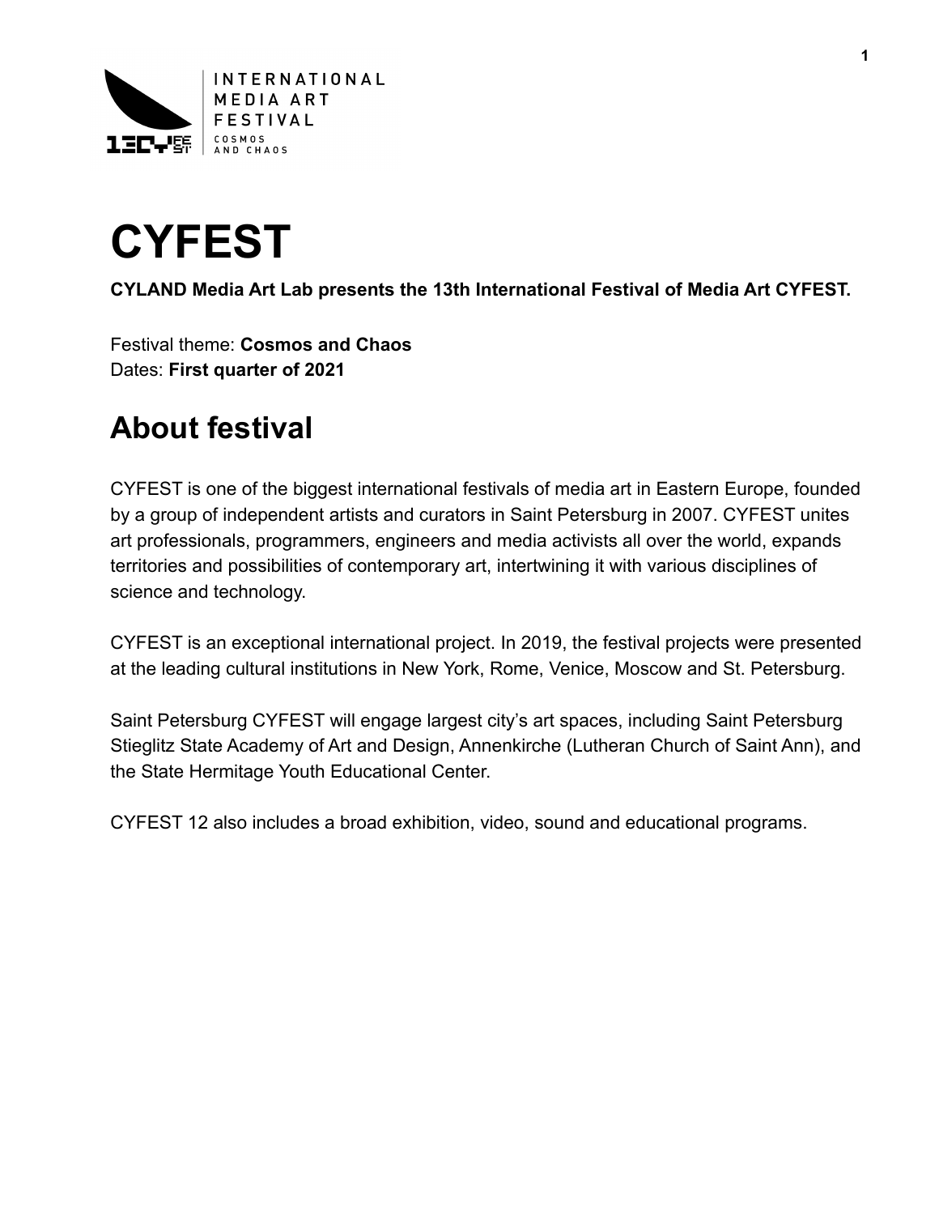INTERNATIONAL
MEDIA ART
FESTIVAL
COSMOS
AND CHAOS

# CYFEST

**CYLAND Media Art Lab presents the 13th International Festival of Media Art CYFEST.**

Festival theme: **Cosmos and Chaos**
Dates: **First quarter of 2021**

## About festival

CYFEST is one of the biggest international festivals of media art in Eastern Europe, founded by a group of independent artists and curators in Saint Petersburg in 2007. CYFEST unites art professionals, programmers, engineers and media activists all over the world, expands territories and possibilities of contemporary art, intertwining it with various disciplines of science and technology.

CYFEST is an exceptional international project. In 2019, the festival projects were presented at the leading cultural institutions in New York, Rome, Venice, Moscow and St. Petersburg.

Saint Petersburg CYFEST will engage largest city's art spaces, including Saint Petersburg Stieglitz State Academy of Art and Design, Annenkirche (Lutheran Church of Saint Ann), and the State Hermitage Youth Educational Center.

CYFEST 12 also includes a broad exhibition, video, sound and educational programs.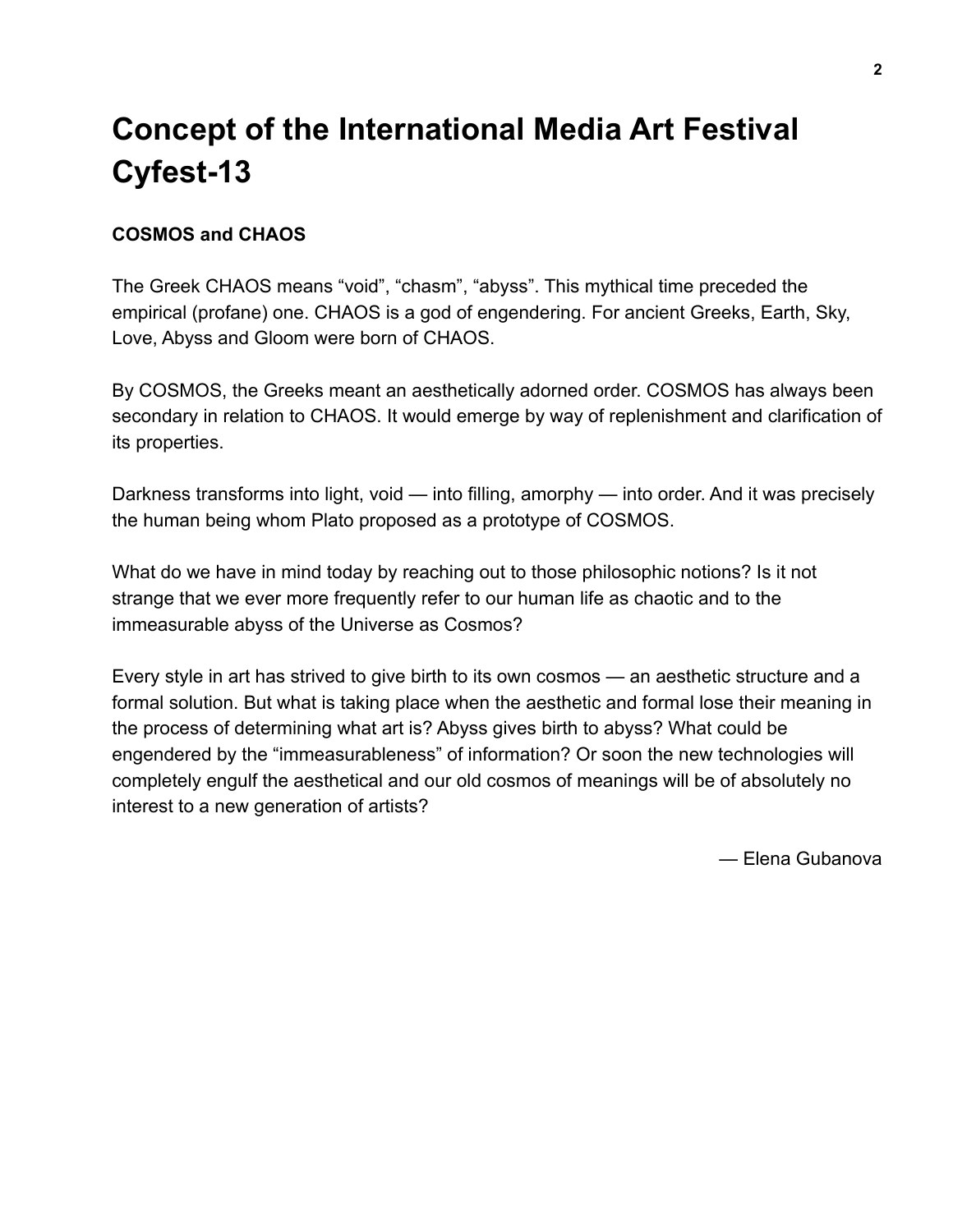# Concept of the International Media Art Festival Cyfest-13

**COSMOS and CHAOS**

The Greek CHAOS means “void”, “chasm”, “abyss”. This mythical time preceded the empirical (profane) one. CHAOS is a god of engendering. For ancient Greeks, Earth, Sky, Love, Abyss and Gloom were born of CHAOS.

By COSMOS, the Greeks meant an aesthetically adorned order. COSMOS has always been secondary in relation to CHAOS. It would emerge by way of replenishment and clarification of its properties.

Darkness transforms into light, void — into filling, amorphy — into order. And it was precisely the human being whom Plato proposed as a prototype of COSMOS.

What do we have in mind today by reaching out to those philosophic notions? Is it not strange that we ever more frequently refer to our human life as chaotic and to the immeasurable abyss of the Universe as Cosmos?

Every style in art has strived to give birth to its own cosmos — an aesthetic structure and a formal solution. But what is taking place when the aesthetic and formal lose their meaning in the process of determining what art is? Abyss gives birth to abyss? What could be engendered by the “immeasurableness” of information? Or soon the new technologies will completely engulf the aesthetical and our old cosmos of meanings will be of absolutely no interest to a new generation of artists?

— Elena Gubanova